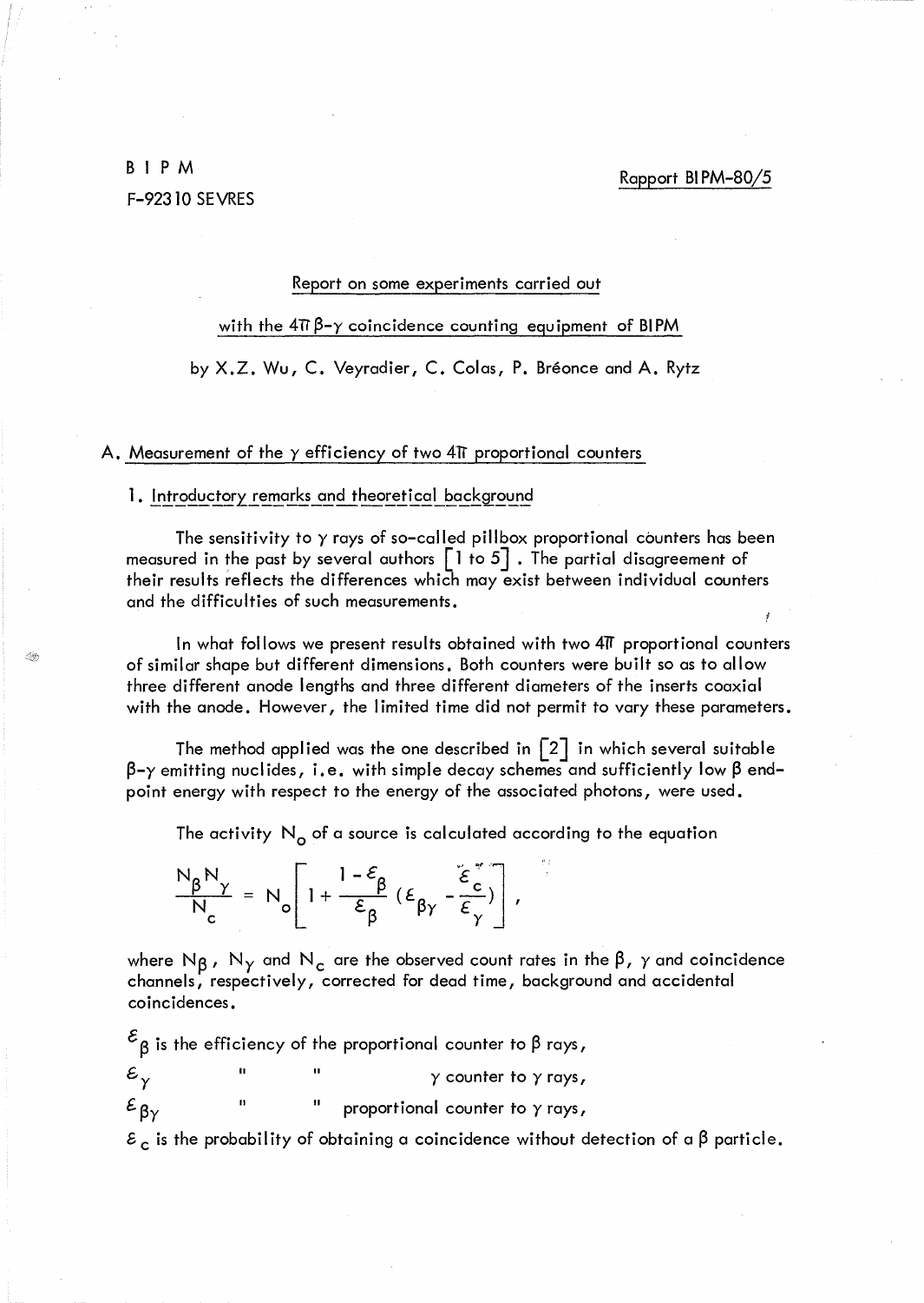B I P M

F-92310 SEVRES

Rapport BIPM-80/5

Report on some experiments carried out

with the $4\pi$ $\beta$-$\gamma$ coincidence counting equipment of BIPM

by X.Z. Wu, C. Veyradier, C. Colas, P. Bréonce and A. Rytz

## A. Measurement of the $\gamma$ efficiency of two $4\pi$ proportional counters

### 1. Introductory remarks and theoretical background

The sensitivity to $\gamma$ rays of so-called pillbox proportional counters has been measured in the past by several authors [1 to 5]. The partial disagreement of their results reflects the differences which may exist between individual counters and the difficulties of such measurements.

In what follows we present results obtained with two $4\pi$ proportional counters of similar shape but different dimensions. Both counters were built so as to allow three different anode lengths and three different diameters of the inserts coaxial with the anode. However, the limited time did not permit to vary these parameters.

The method applied was the one described in [2] in which several suitable $\beta$-$\gamma$ emitting nuclides, i.e. with simple decay schemes and sufficiently low $\beta$ end-point energy with respect to the energy of the associated photons, were used.

The activity $N_o$ of a source is calculated according to the equation

$$\frac{N_\beta N_\gamma}{N_c} = N_o \left[ 1 + \frac{1 - \varepsilon_\beta}{\varepsilon_\beta} \left( \varepsilon_{\beta\gamma} - \frac{\varepsilon_c}{\varepsilon_\gamma} \right) \right] ,$$

where $N_\beta$, $N_\gamma$ and $N_c$ are the observed count rates in the $\beta$, $\gamma$ and coincidence channels, respectively, corrected for dead time, background and accidental coincidences.

$\varepsilon_\beta$ is the efficiency of the proportional counter to $\beta$ rays,

$\varepsilon_\gamma$ " " $\gamma$ counter to $\gamma$ rays,

$\varepsilon_{\beta\gamma}$ " " proportional counter to $\gamma$ rays,

$\varepsilon_c$ is the probability of obtaining a coincidence without detection of a $\beta$ particle.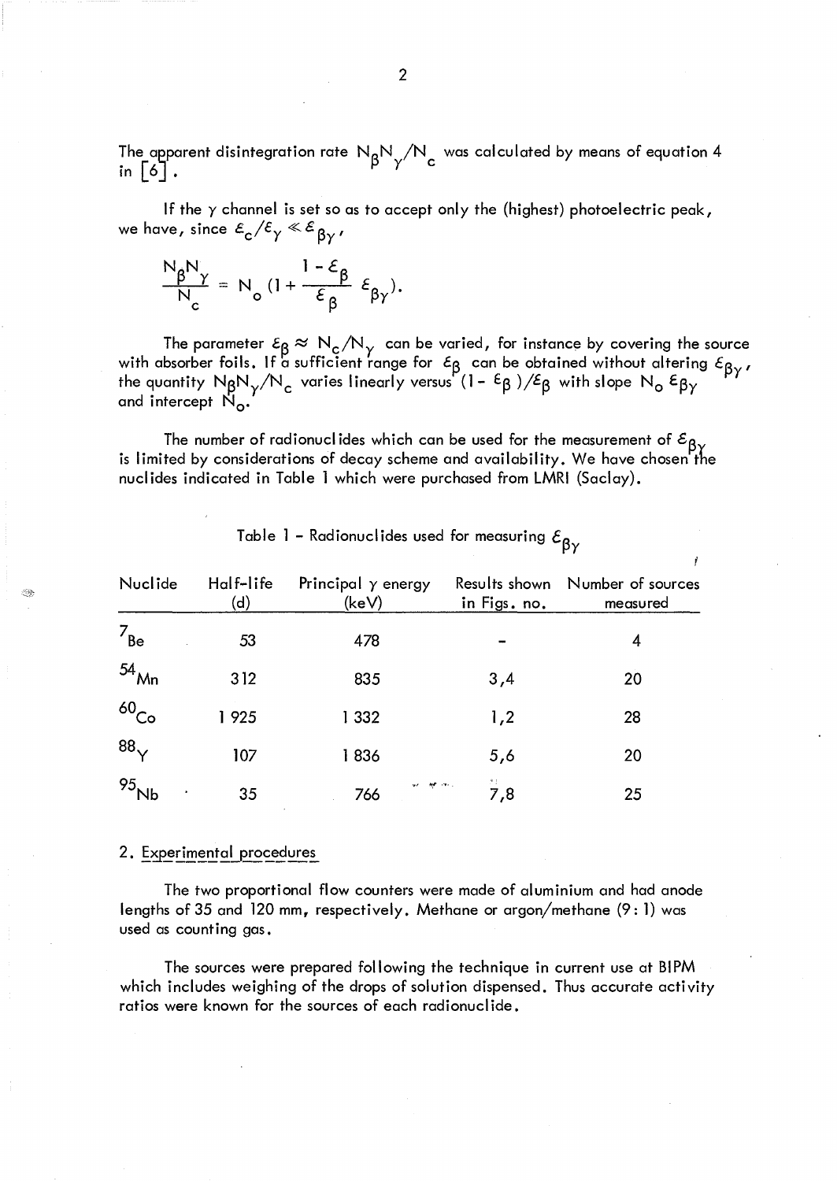The apparent disintegration rate $N_\beta N_\gamma / N_c$ was calculated by means of equation 4 in [6].

If the $\gamma$ channel is set so as to accept only the (highest) photoelectric peak, we have, since $\varepsilon_c / \varepsilon_\gamma \ll \varepsilon_{\beta\gamma}$,

$$\frac{N_\beta N_\gamma}{N_c} = N_o \left(1 + \frac{1 - \varepsilon_\beta}{\varepsilon_\beta} \, \varepsilon_{\beta\gamma}\right).$$

The parameter $\varepsilon_\beta \approx N_c / N_\gamma$ can be varied, for instance by covering the source with absorber foils. If a sufficient range for $\varepsilon_\beta$ can be obtained without altering $\varepsilon_{\beta\gamma}$, the quantity $N_\beta N_\gamma / N_c$ varies linearly versus $(1 - \varepsilon_\beta)/\varepsilon_\beta$ with slope $N_o \, \varepsilon_{\beta\gamma}$ and intercept $N_o$.

The number of radionuclides which can be used for the measurement of $\varepsilon_{\beta\gamma}$ is limited by considerations of decay scheme and availability. We have chosen the nuclides indicated in Table 1 which were purchased from LMRI (Saclay).

Table 1 – Radionuclides used for measuring $\varepsilon_{\beta\gamma}$

| Nuclide | Half-life (d) | Principal $\gamma$ energy (keV) | Results shown in Figs. no. | Number of sources measured |
|---|---|---|---|---|
| $^{7}Be$ | 53 | 478 | - | 4 |
| $^{54}Mn$ | 312 | 835 | 3,4 | 20 |
| $^{60}Co$ | 1 925 | 1 332 | 1,2 | 28 |
| $^{88}Y$ | 107 | 1 836 | 5,6 | 20 |
| $^{95}Nb$ | 35 | 766 | 7,8 | 25 |

## 2. Experimental procedures

The two proportional flow counters were made of aluminium and had anode lengths of 35 and 120 mm, respectively. Methane or argon/methane (9 : 1) was used as counting gas.

The sources were prepared following the technique in current use at BIPM which includes weighing of the drops of solution dispensed. Thus accurate activity ratios were known for the sources of each radionuclide.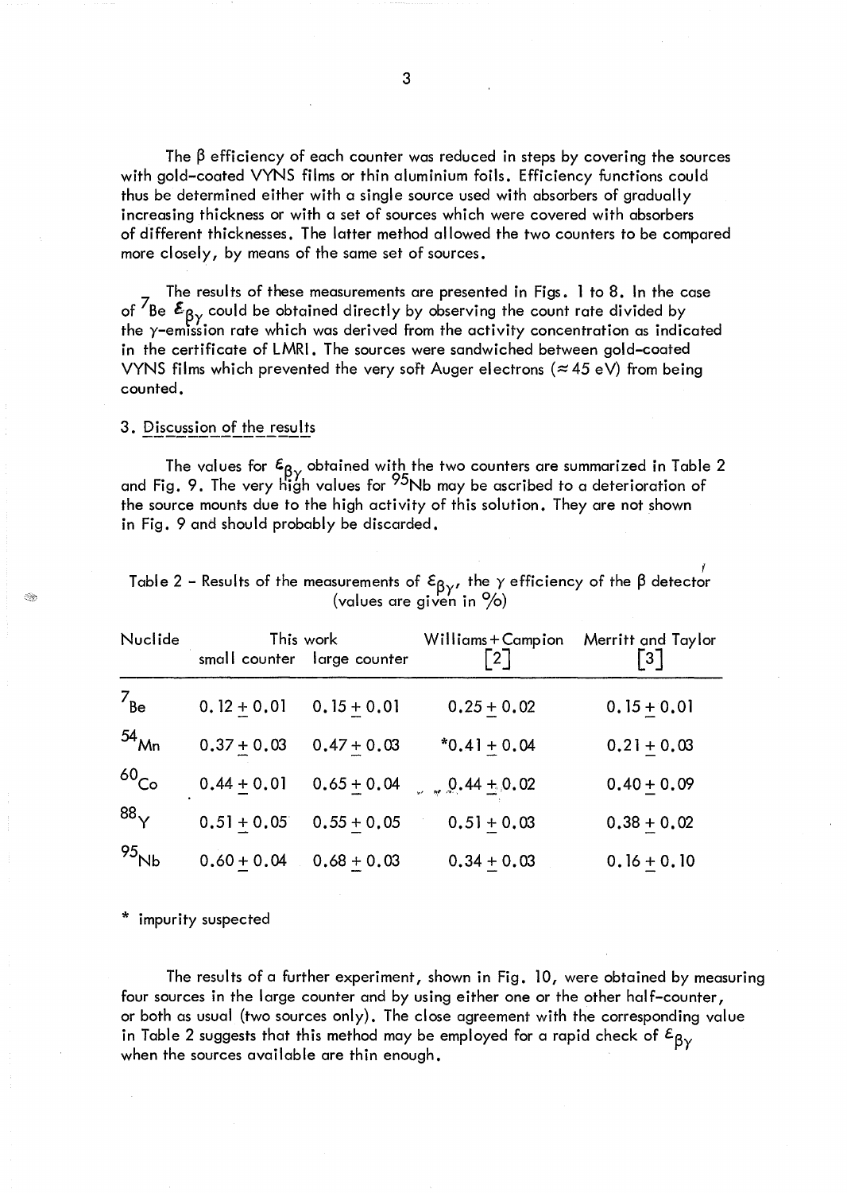The β efficiency of each counter was reduced in steps by covering the sources with gold-coated VYNS films or thin aluminium foils. Efficiency functions could thus be determined either with a single source used with absorbers of gradually increasing thickness or with a set of sources which were covered with absorbers of different thicknesses. The latter method allowed the two counters to be compared more closely, by means of the same set of sources.

The results of these measurements are presented in Figs. 1 to 8. In the case of $^{7}$Be $\varepsilon_{\beta\gamma}$ could be obtained directly by observing the count rate divided by the γ-emission rate which was derived from the activity concentration as indicated in the certificate of LMRI. The sources were sandwiched between gold-coated VYNS films which prevented the very soft Auger electrons (≈ 45 eV) from being counted.

## 3. Discussion of the results

The values for $\varepsilon_{\beta\gamma}$ obtained with the two counters are summarized in Table 2 and Fig. 9. The very high values for $^{95}$Nb may be ascribed to a deterioration of the source mounts due to the high activity of this solution. They are not shown in Fig. 9 and should probably be discarded.

Table 2 – Results of the measurements of $\varepsilon_{\beta\gamma}$, the γ efficiency of the β detector (values are given in %)

| Nuclide | This work small counter | This work large counter | Williams + Campion [2] | Merritt and Taylor [3] |
|---|---|---|---|---|
| $^{7}$Be | 0.12 ± 0.01 | 0.15 ± 0.01 | 0.25 ± 0.02 | 0.15 ± 0.01 |
| $^{54}$Mn | 0.37 ± 0.03 | 0.47 ± 0.03 | *0.41 ± 0.04 | 0.21 ± 0.03 |
| $^{60}$Co | 0.44 ± 0.01 | 0.65 ± 0.04 | 0.44 ± 0.02 | 0.40 ± 0.09 |
| $^{88}$Y | 0.51 ± 0.05 | 0.55 ± 0.05 | 0.51 ± 0.03 | 0.38 ± 0.02 |
| $^{95}$Nb | 0.60 ± 0.04 | 0.68 ± 0.03 | 0.34 ± 0.03 | 0.16 ± 0.10 |

\* impurity suspected

The results of a further experiment, shown in Fig. 10, were obtained by measuring four sources in the large counter and by using either one or the other half-counter, or both as usual (two sources only). The close agreement with the corresponding value in Table 2 suggests that this method may be employed for a rapid check of $\varepsilon_{\beta\gamma}$ when the sources available are thin enough.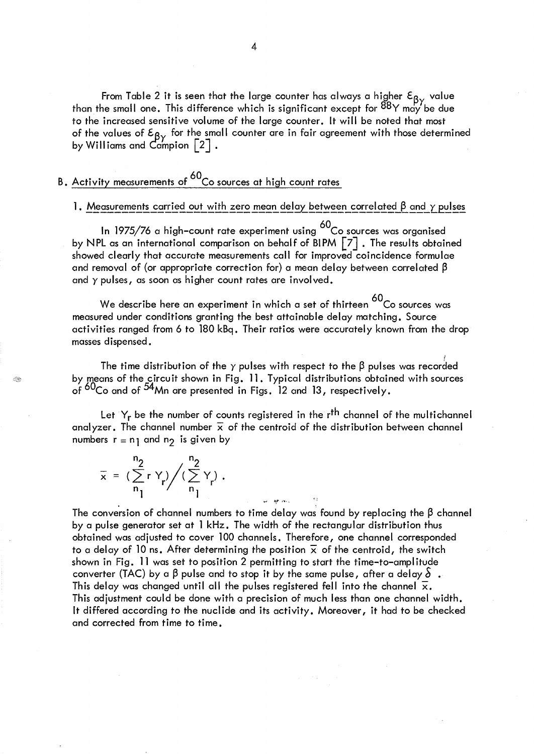From Table 2 it is seen that the large counter has always a higher $\varepsilon_{\beta\gamma}$ value than the small one. This difference which is significant except for $^{88}Y$ may be due to the increased sensitive volume of the large counter. It will be noted that most of the values of $\varepsilon_{\beta\gamma}$ for the small counter are in fair agreement with those determined by Williams and Campion [2].

## B. Activity measurements of $^{60}Co$ sources at high count rates

### 1. Measurements carried out with zero mean delay between correlated $\beta$ and $\gamma$ pulses

In 1975/76 a high-count rate experiment using $^{60}Co$ sources was organised by NPL as an international comparison on behalf of BIPM [7]. The results obtained showed clearly that accurate measurements call for improved coincidence formulae and removal of (or appropriate correction for) a mean delay between correlated $\beta$ and $\gamma$ pulses, as soon as higher count rates are involved.

We describe here an experiment in which a set of thirteen $^{60}Co$ sources was measured under conditions granting the best attainable delay matching. Source activities ranged from 6 to 180 kBq. Their ratios were accurately known from the drop masses dispensed.

The time distribution of the $\gamma$ pulses with respect to the $\beta$ pulses was recorded by means of the circuit shown in Fig. 11. Typical distributions obtained with sources of $^{60}Co$ and of $^{54}Mn$ are presented in Figs. 12 and 13, respectively.

Let $Y_r$ be the number of counts registered in the $r^{th}$ channel of the multichannel analyzer. The channel number $\bar{x}$ of the centroid of the distribution between channel numbers $r = n_1$ and $n_2$ is given by

$$\bar{x} = \left(\sum_{n_1}^{n_2} r\, Y_r\right) \Big/ \left(\sum_{n_1}^{n_2} Y_r\right) .$$

The conversion of channel numbers to time delay was found by replacing the $\beta$ channel by a pulse generator set at 1 kHz. The width of the rectangular distribution thus obtained was adjusted to cover 100 channels. Therefore, one channel corresponded to a delay of 10 ns. After determining the position $\bar{x}$ of the centroid, the switch shown in Fig. 11 was set to position 2 permitting to start the time-to-amplitude converter (TAC) by a $\beta$ pulse and to stop it by the same pulse, after a delay $\delta$ . This delay was changed until all the pulses registered fell into the channel $\bar{x}$. This adjustment could be done with a precision of much less than one channel width. It differed according to the nuclide and its activity. Moreover, it had to be checked and corrected from time to time.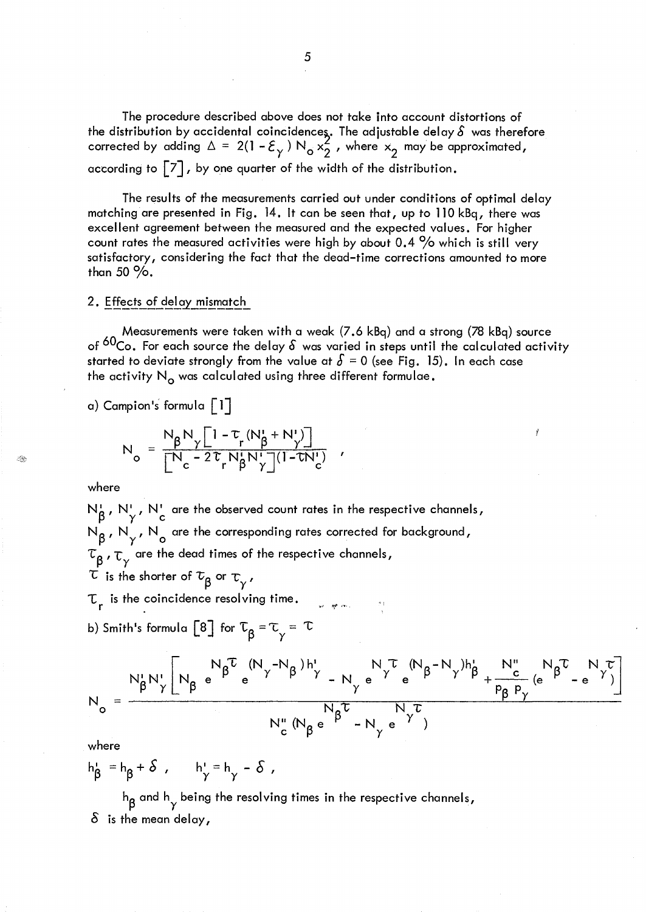The procedure described above does not take into account distortions of the distribution by accidental coincidences. The adjustable delay $\delta$ was therefore corrected by adding $\Delta = 2(1 - \varepsilon_\gamma) N_o x_2^2$, where $x_2$ may be approximated, according to [7], by one quarter of the width of the distribution.

The results of the measurements carried out under conditions of optimal delay matching are presented in Fig. 14. It can be seen that, up to 110 kBq, there was excellent agreement between the measured and the expected values. For higher count rates the measured activities were high by about 0.4 % which is still very satisfactory, considering the fact that the dead-time corrections amounted to more than 50 %.

## 2. Effects of delay mismatch

Measurements were taken with a weak (7.6 kBq) and a strong (78 kBq) source of $^{60}Co$. For each source the delay $\delta$ was varied in steps until the calculated activity started to deviate strongly from the value at $\delta = 0$ (see Fig. 15). In each case the activity $N_o$ was calculated using three different formulae.

a) Campion's formula [1]

$$N_o = \frac{N_\beta N_\gamma \left[1 - \tau_r (N'_\beta + N'_\gamma)\right]}{\left[N_c - 2\tau_r N'_\beta N'_\gamma\right](1 - \tau N'_c)} ,$$

where

$N'_\beta$, $N'_\gamma$, $N'_c$ are the observed count rates in the respective channels,

$N_\beta$, $N_\gamma$, $N_o$ are the corresponding rates corrected for background,

$\tau_\beta$, $\tau_\gamma$ are the dead times of the respective channels,

$\tau$ is the shorter of $\tau_\beta$ or $\tau_\gamma$,

$\tau_r$ is the coincidence resolving time.

b) Smith's formula [8] for $\tau_\beta = \tau_\gamma = \tau$

$$N_o = \frac{N'_\beta N'_\gamma \left[ N_\beta \, e^{N_\beta \tau} e^{(N_\gamma - N_\beta) h'_\gamma} - N_\gamma \, e^{N_\gamma \tau} e^{(N_\beta - N_\gamma) h'_\beta} + \frac{N''_c}{p_\beta \, p_\gamma} \left(e^{N_\beta \tau} - e^{N_\gamma \tau}\right) \right]}{N''_c \left(N_\beta \, e^{N_\beta \tau} - N_\gamma \, e^{N_\gamma \tau}\right)}$$

where

$h'_\beta = h_\beta + \delta$, $\quad h'_\gamma = h_\gamma - \delta$,

$h_\beta$ and $h_\gamma$ being the resolving times in the respective channels,

$\delta$ is the mean delay,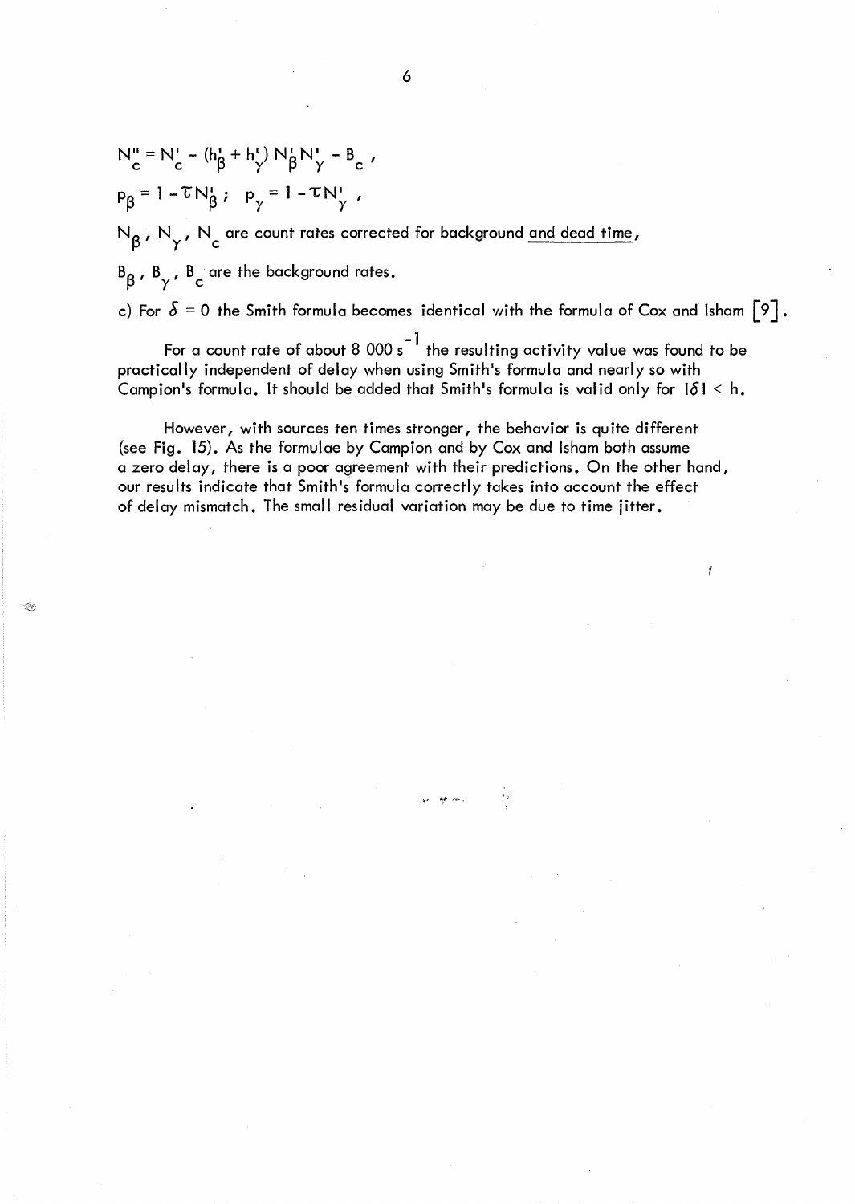$N''_c = N'_c - (h'_\beta + h'_\gamma) N'_\beta N'_\gamma - B_c$ ,

$p_\beta = 1 - \tau N'_\beta$ ; $p_\gamma = 1 - \tau N'_\gamma$ ,

$N_\beta$, $N_\gamma$, $N_c$ are count rates corrected for background and dead time,

$B_\beta$, $B_\gamma$, $B_c$ are the background rates.

c) For $\delta = 0$ the Smith formula becomes identical with the formula of Cox and Isham [9].

For a count rate of about 8 000 $s^{-1}$ the resulting activity value was found to be practically independent of delay when using Smith's formula and nearly so with Campion's formula. It should be added that Smith's formula is valid only for $|\delta| < h$.

However, with sources ten times stronger, the behavior is quite different (see Fig. 15). As the formulae by Campion and by Cox and Isham both assume a zero delay, there is a poor agreement with their predictions. On the other hand, our results indicate that Smith's formula correctly takes into account the effect of delay mismatch. The small residual variation may be due to time jitter.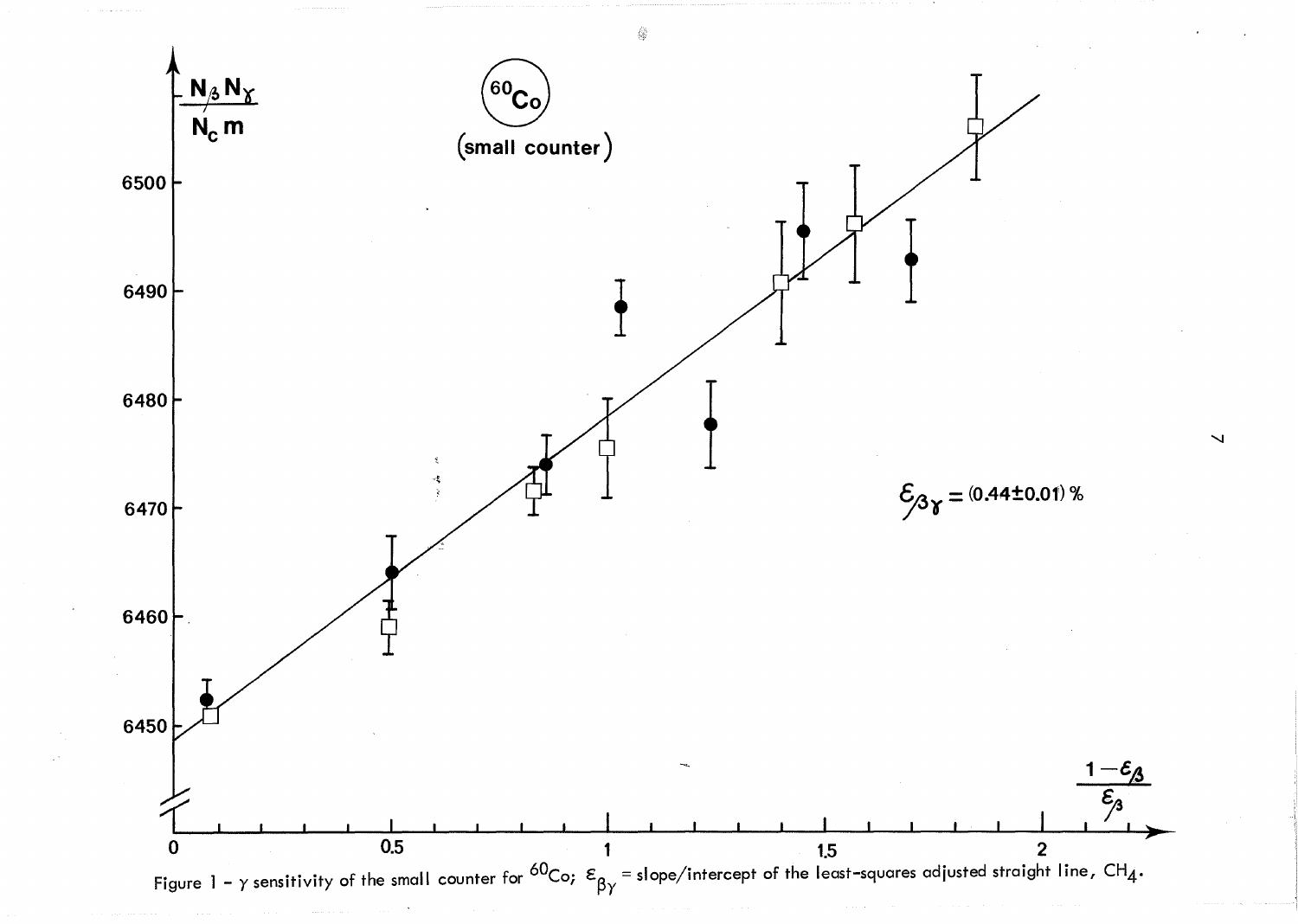Figure 1 - γ sensitivity of the small counter for $^{60}Co$; $\varepsilon_{\beta\gamma}$ = slope/intercept of the least-squares adjusted straight line, $CH_4$.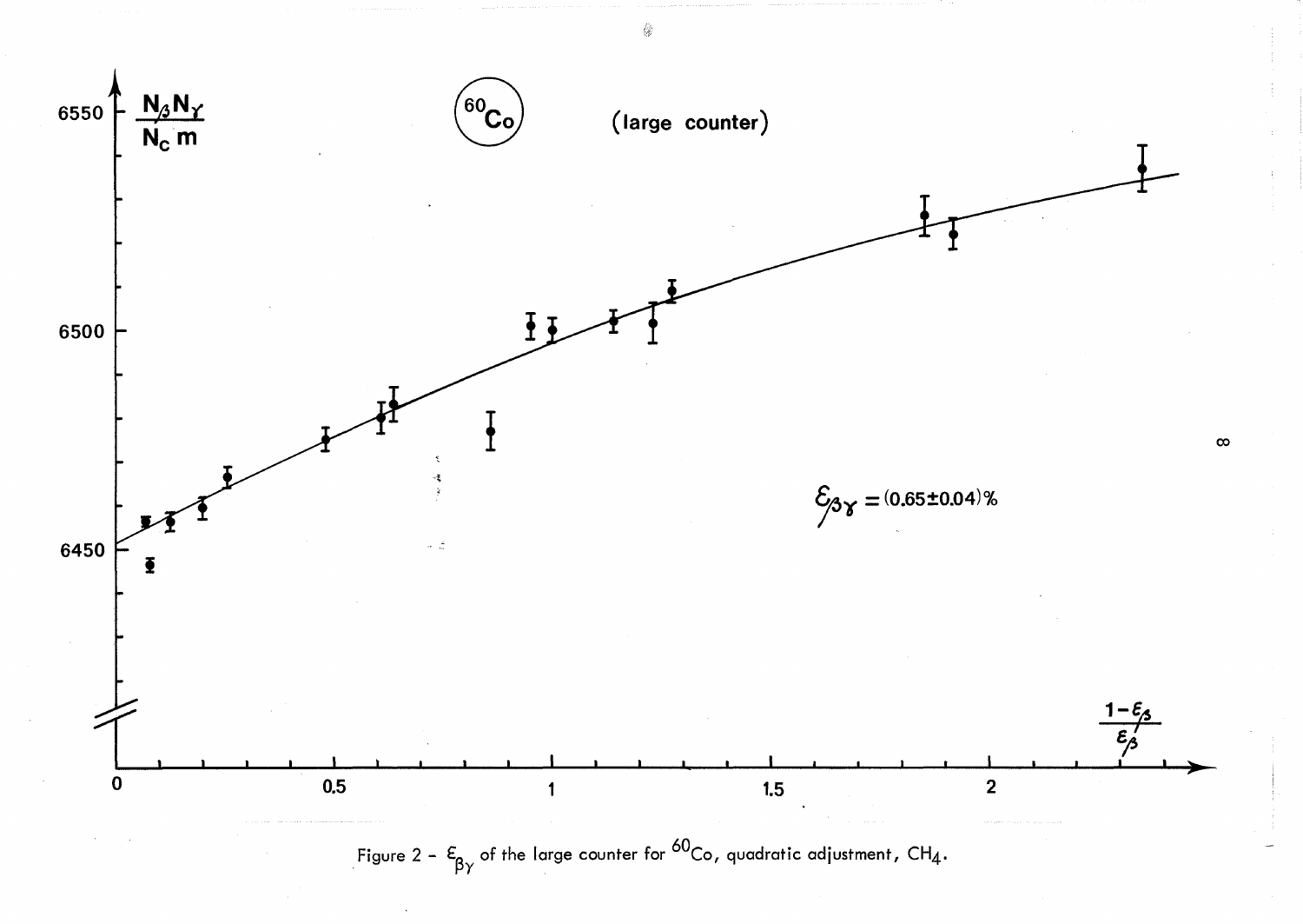Figure 2 - $\varepsilon_{\beta\gamma}$ of the large counter for $^{60}$Co, quadratic adjustment, $CH_4$.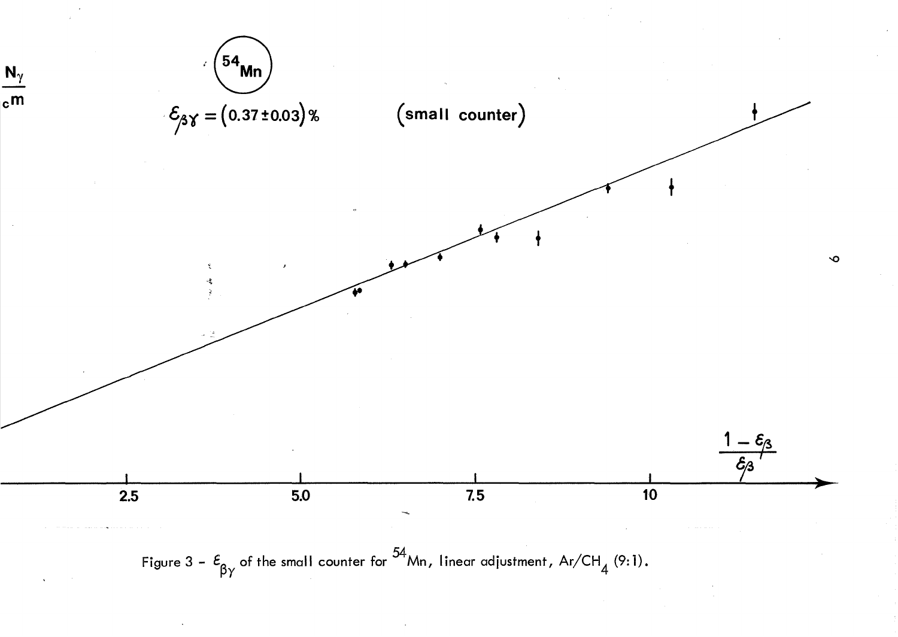$\frac{N_\gamma}{cm}$

$^{54}Mn$

$\mathcal{E}_{\beta\gamma} = (0.37 \pm 0.03)\,\%$ (small counter)

$\frac{1-\mathcal{E}_\beta}{\mathcal{E}_\beta}$

2.5 5.0 7.5 10

Figure 3 – $\mathcal{E}_{\beta\gamma}$ of the small counter for $^{54}Mn$, linear adjustment, $Ar/CH_4$ (9:1).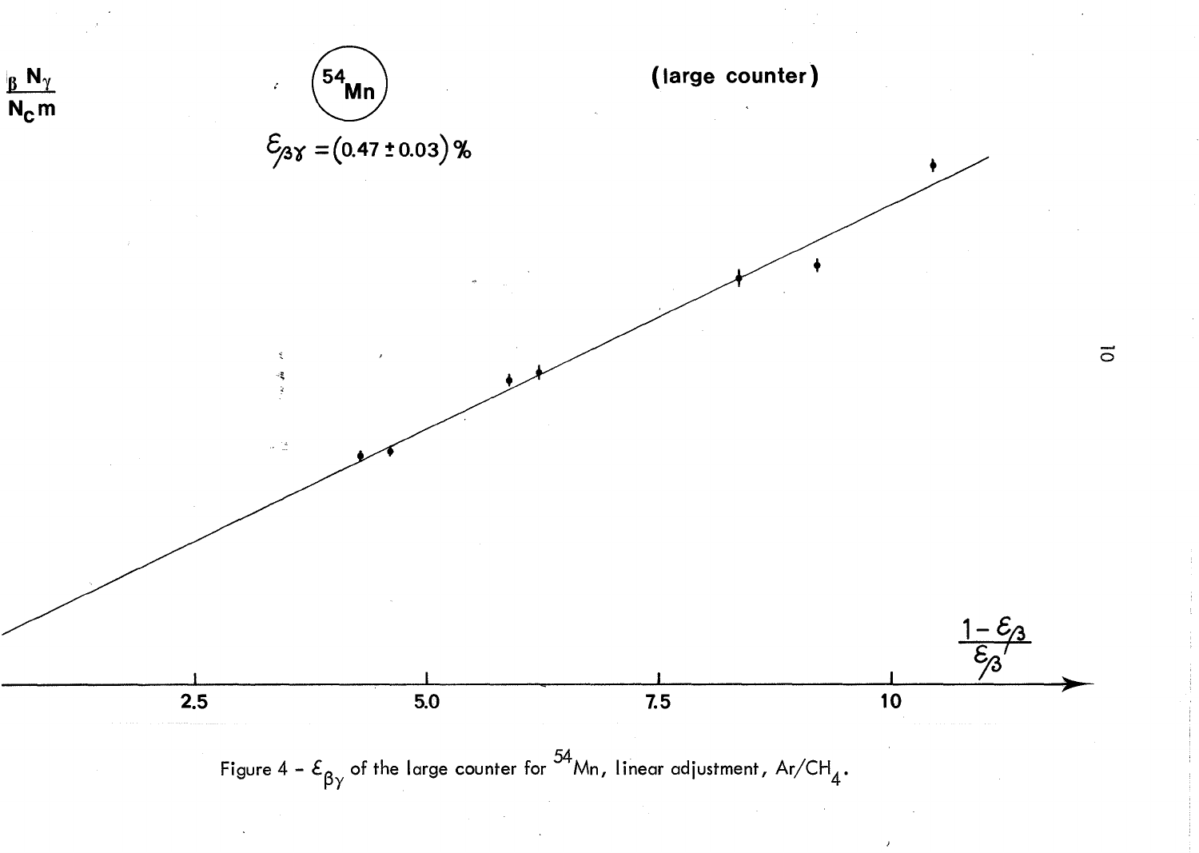$\frac{\beta N_\gamma}{N_c m}$

$^{54}Mn$

(large counter)

$\mathcal{E}_{\beta\gamma} = (0.47 \pm 0.03)\,\%$

$\frac{1-\mathcal{E}_\beta}{\mathcal{E}_\beta}$

2.5 5.0 7.5 10

Figure 4 - $\mathcal{E}_{\beta\gamma}$ of the large counter for $^{54}Mn$, linear adjustment, $Ar/CH_4$.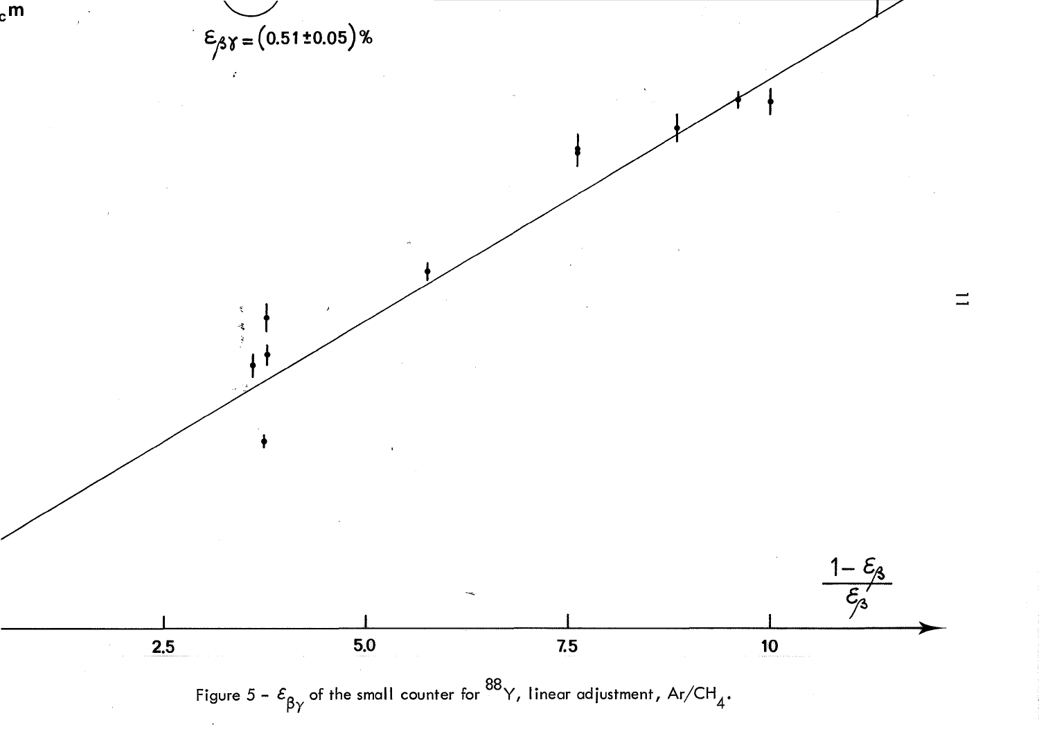$\varepsilon_{\beta\gamma} = (0.51 \pm 0.05)\%$

$\frac{1-\varepsilon_\beta}{\varepsilon_\beta}$

2.5 5.0 7.5 10

Figure 5 - $\varepsilon_{\beta\gamma}$ of the small counter for $^{88}Y$, linear adjustment, $Ar/CH_4$.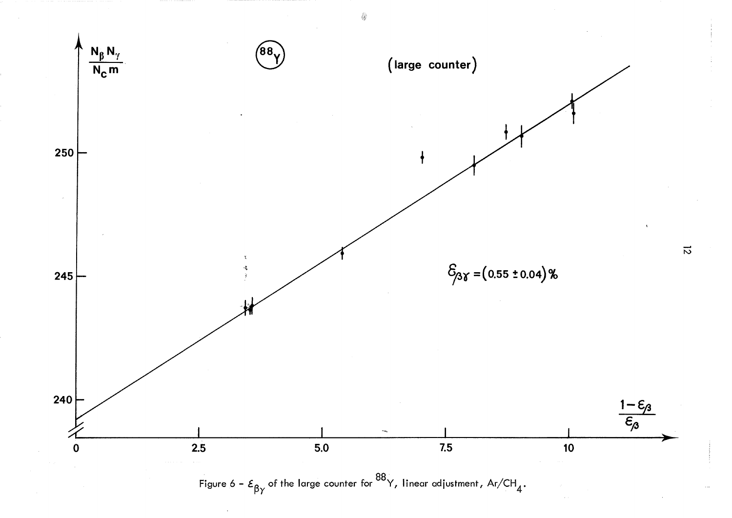Figure 6 - $\varepsilon_{\beta\gamma}$ of the large counter for $^{88}Y$, linear adjustment, $Ar/CH_4$.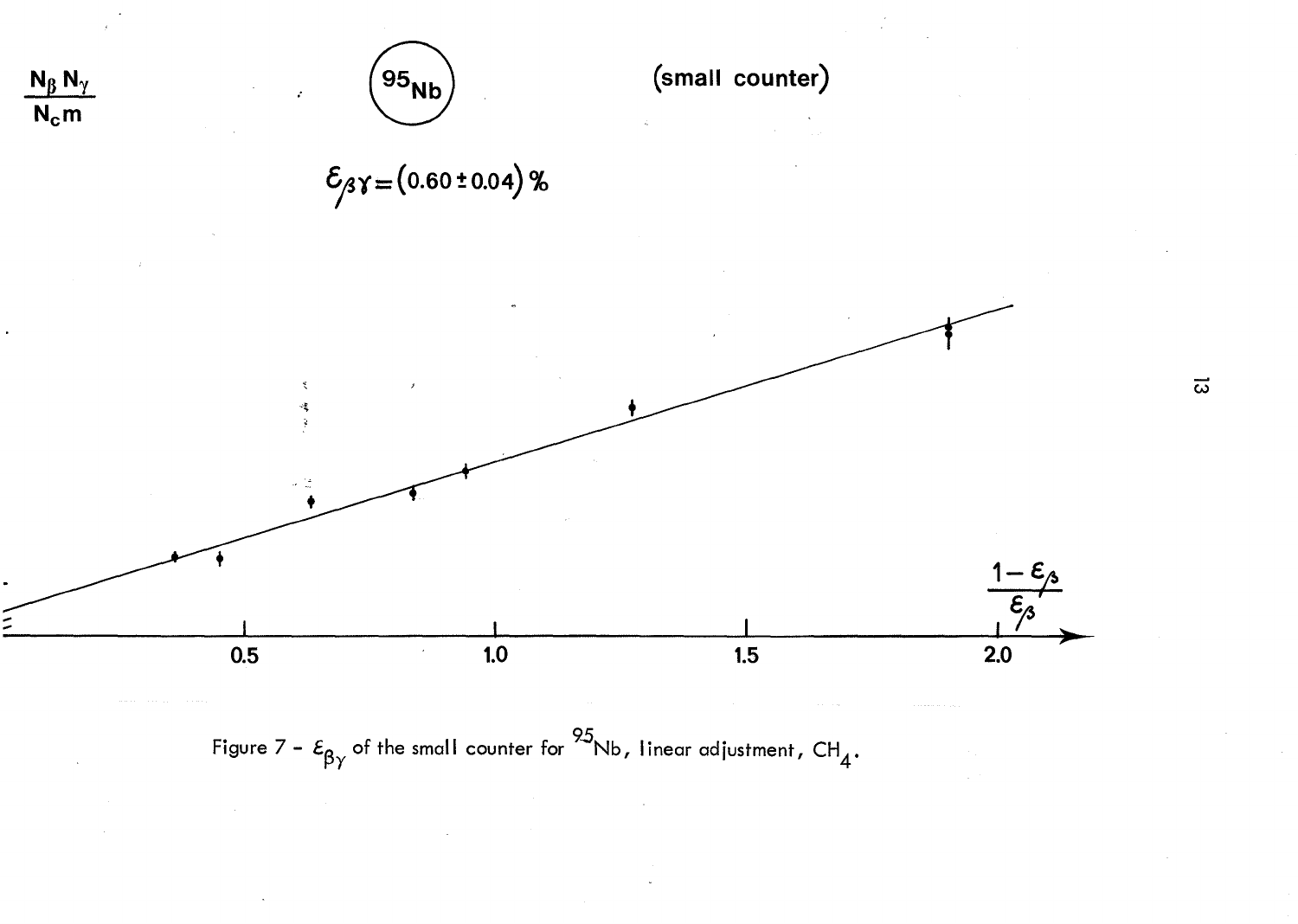$\frac{N_\beta N_\gamma}{N_c m}$

$^{95}Nb$

(small counter)

$\varepsilon_{\beta\gamma} = (0.60 \pm 0.04)\ \%$

$\frac{1-\varepsilon_\beta}{\varepsilon_\beta}$

0.5 1.0 1.5 2.0

Figure 7 - $\varepsilon_{\beta\gamma}$ of the small counter for $^{95}Nb$, linear adjustment, $CH_4$.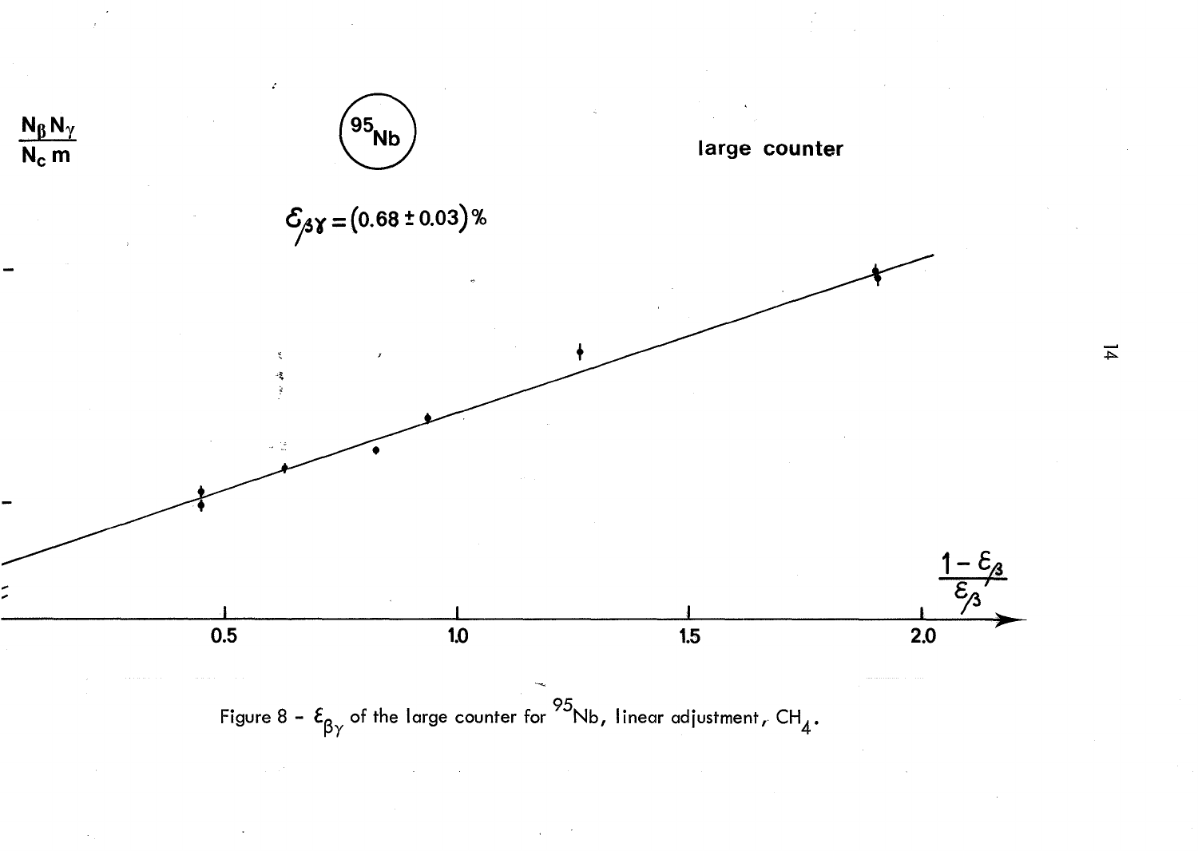$\frac{N_\beta N_\gamma}{N_c m}$

$^{95}Nb$

large counter

$\varepsilon_{\beta\gamma} = (0.68 \pm 0.03)\,\%$

$\frac{1-\varepsilon_\beta}{\varepsilon_\beta}$

0.5 1.0 1.5 2.0

Figure 8 - $\varepsilon_{\beta\gamma}$ of the large counter for $^{95}Nb$, linear adjustment, $CH_4$.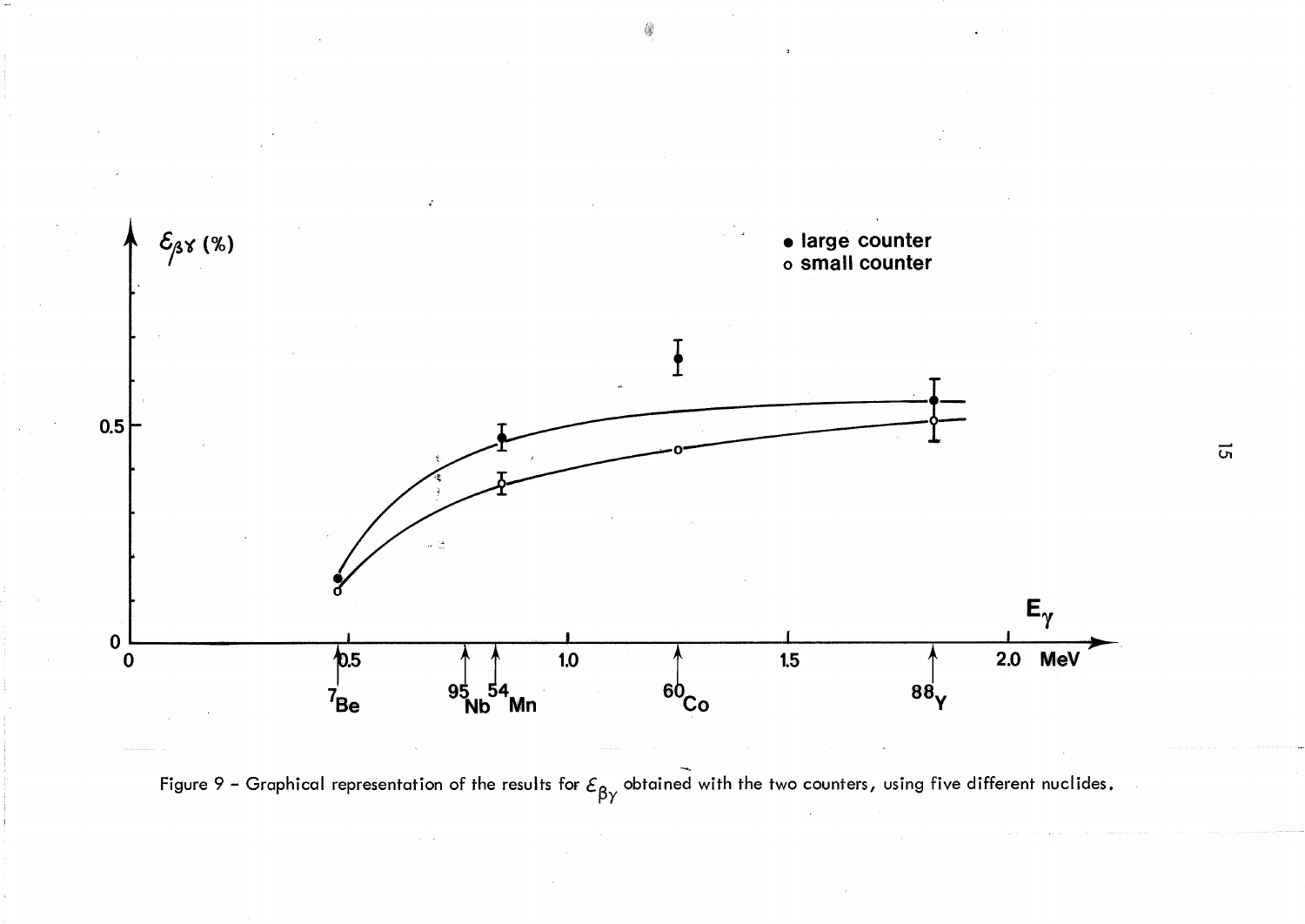Figure 9 – Graphical representation of the results for $\varepsilon_{\beta\gamma}$ obtained with the two counters, using five different nuclides.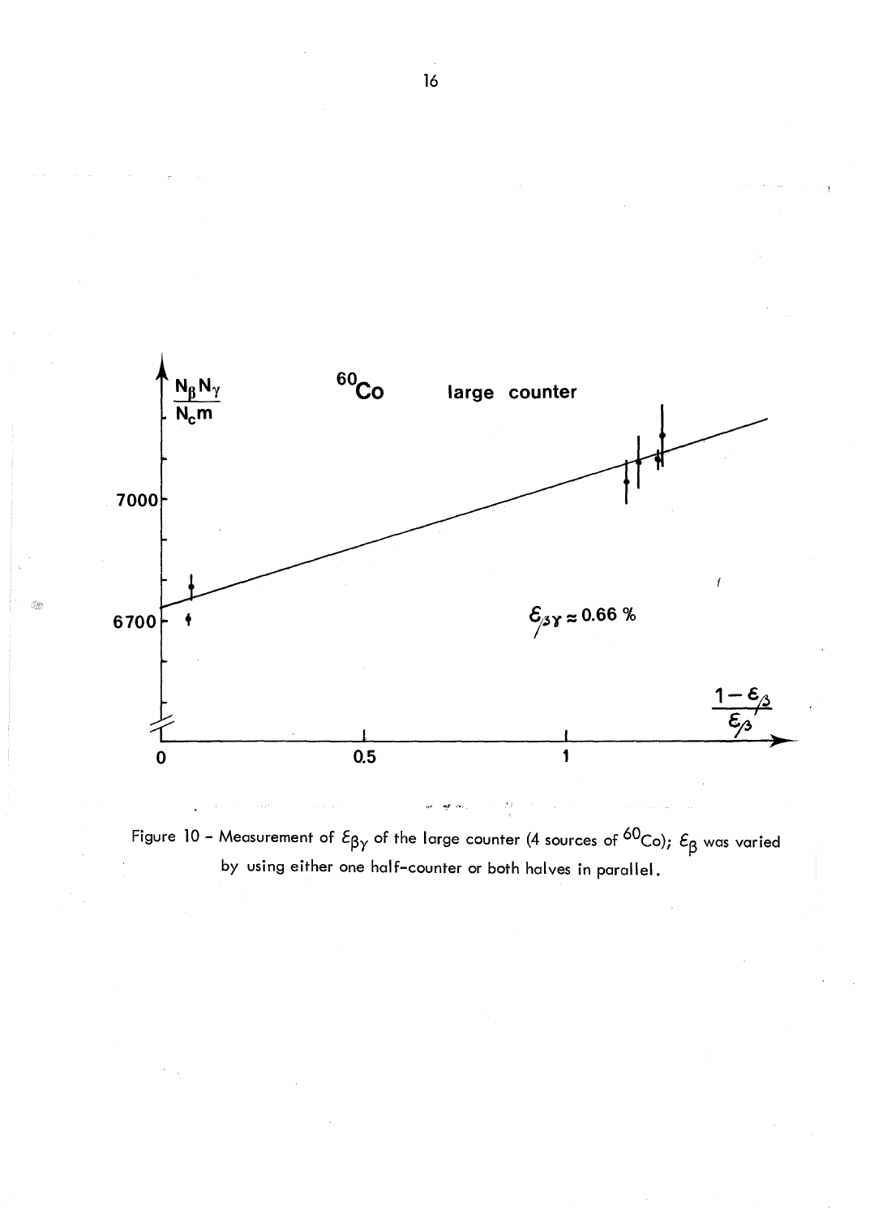Figure 10 - Measurement of $\varepsilon_{\beta\gamma}$ of the large counter (4 sources of $^{60}Co$); $\varepsilon_{\beta}$ was varied by using either one half-counter or both halves in parallel.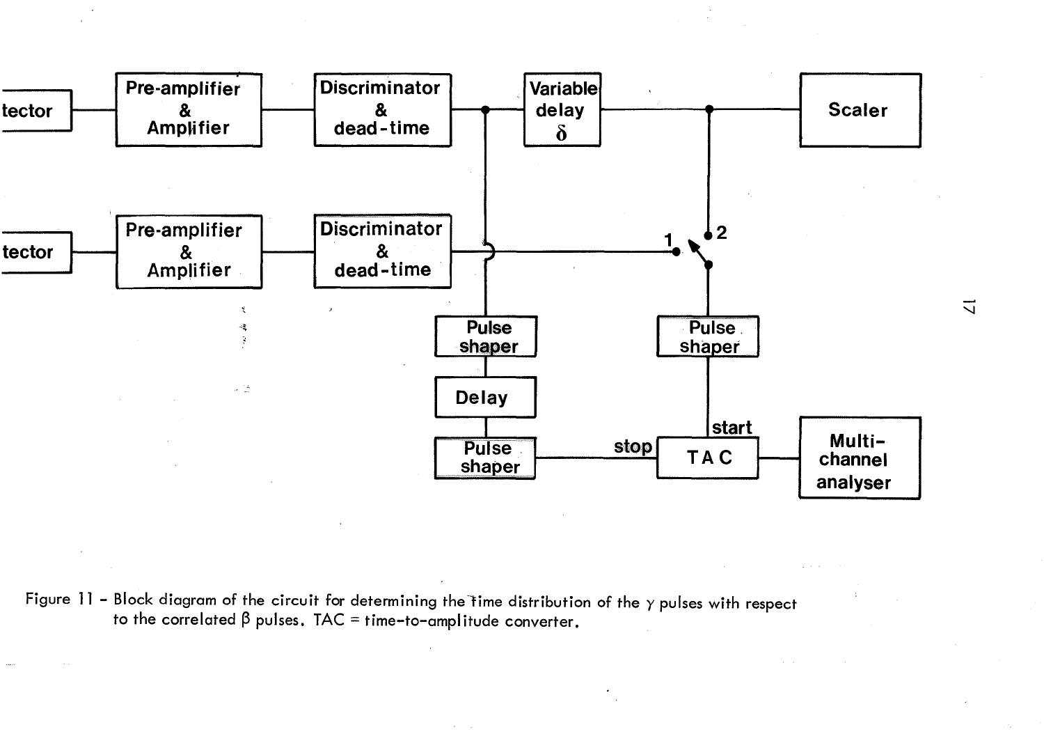Figure 11 - Block diagram of the circuit for determining the time distribution of the $\gamma$ pulses with respect to the correlated $\beta$ pulses. TAC = time-to-amplitude converter.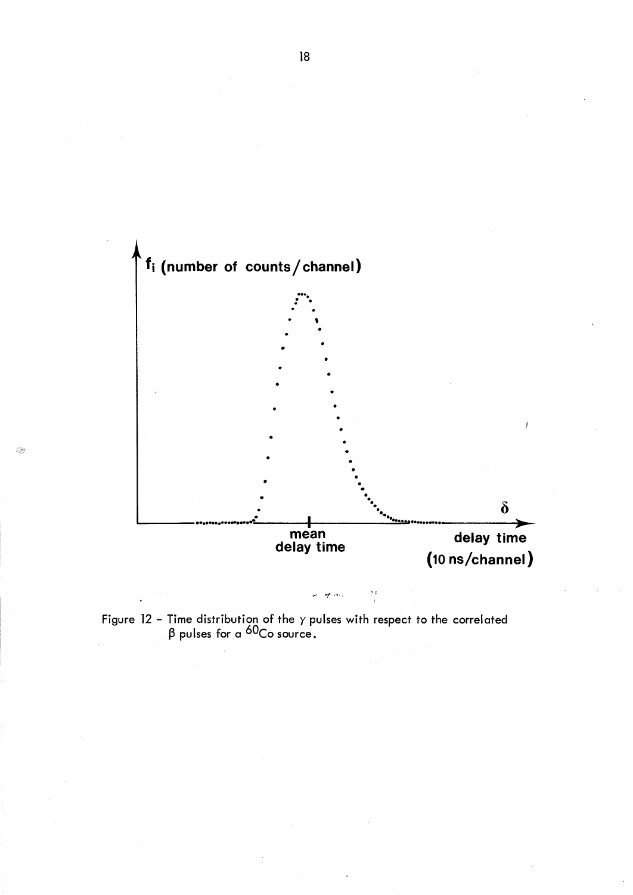Figure 12 – Time distribution of the $\gamma$ pulses with respect to the correlated $\beta$ pulses for a $^{60}Co$ source.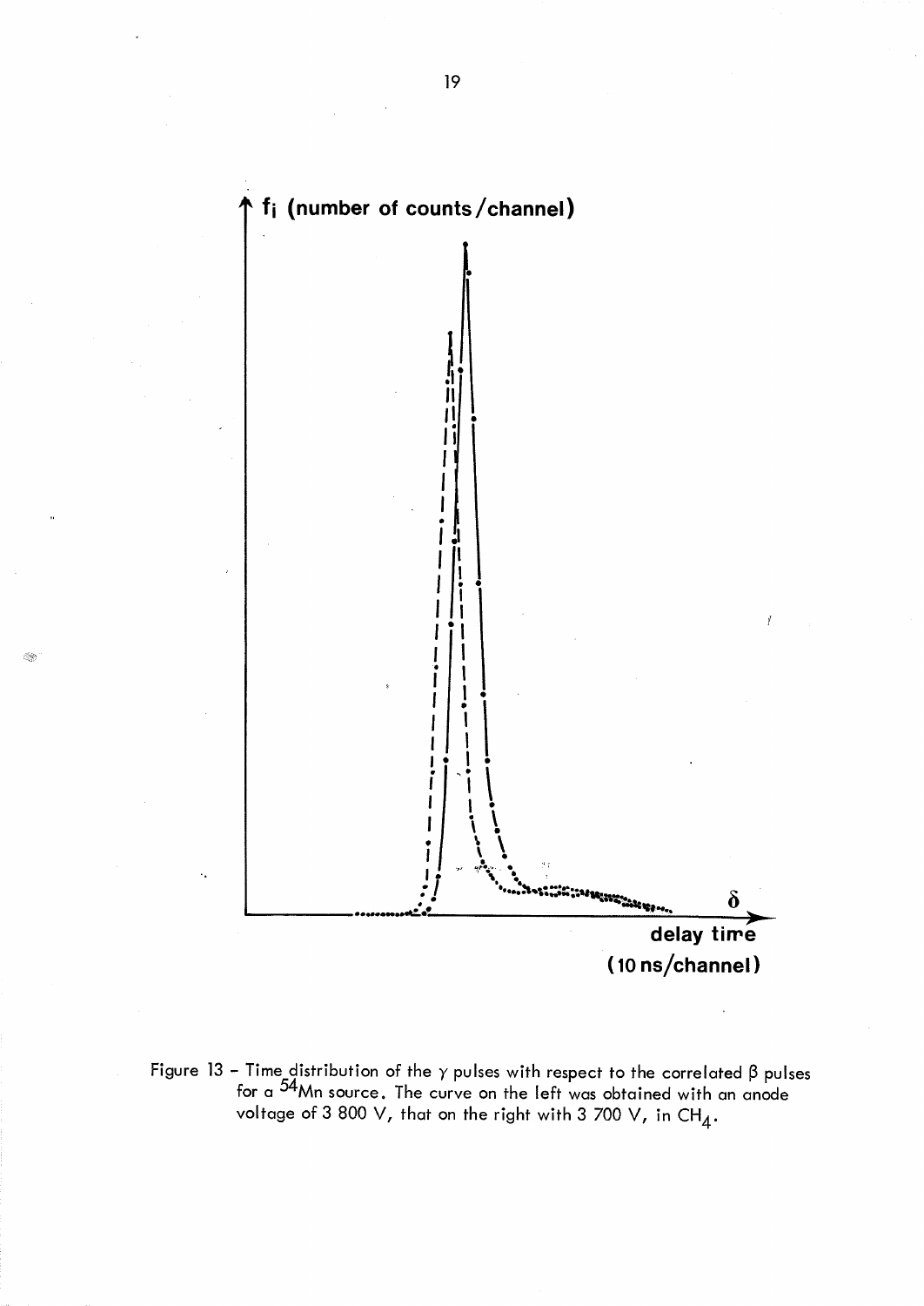Figure 13 - Time distribution of the $\gamma$ pulses with respect to the correlated $\beta$ pulses for a $^{54}Mn$ source. The curve on the left was obtained with an anode voltage of 3 800 V, that on the right with 3 700 V, in $CH_4$.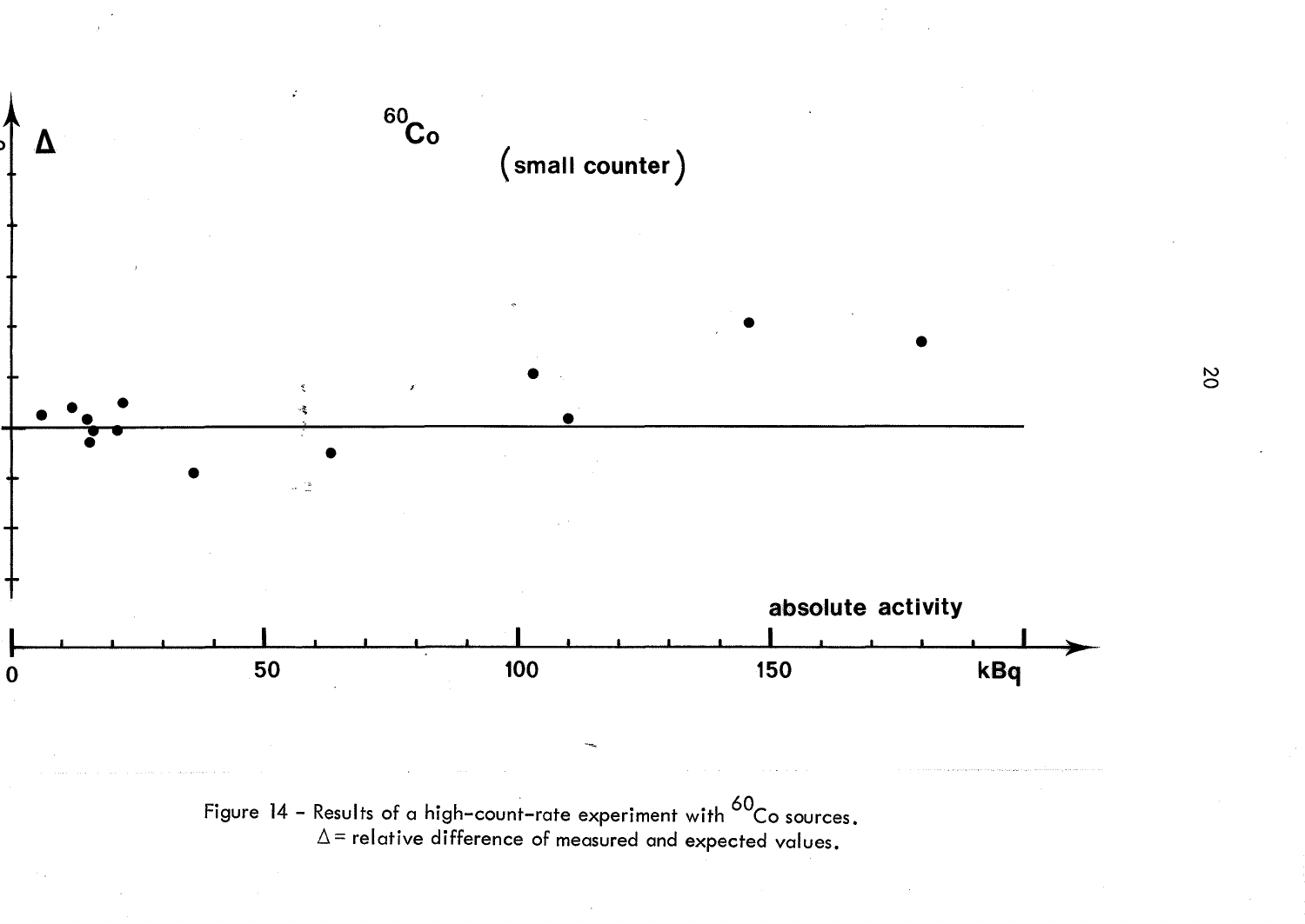Figure 14 - Results of a high-count-rate experiment with $^{60}Co$ sources.
$\Delta$ = relative difference of measured and expected values.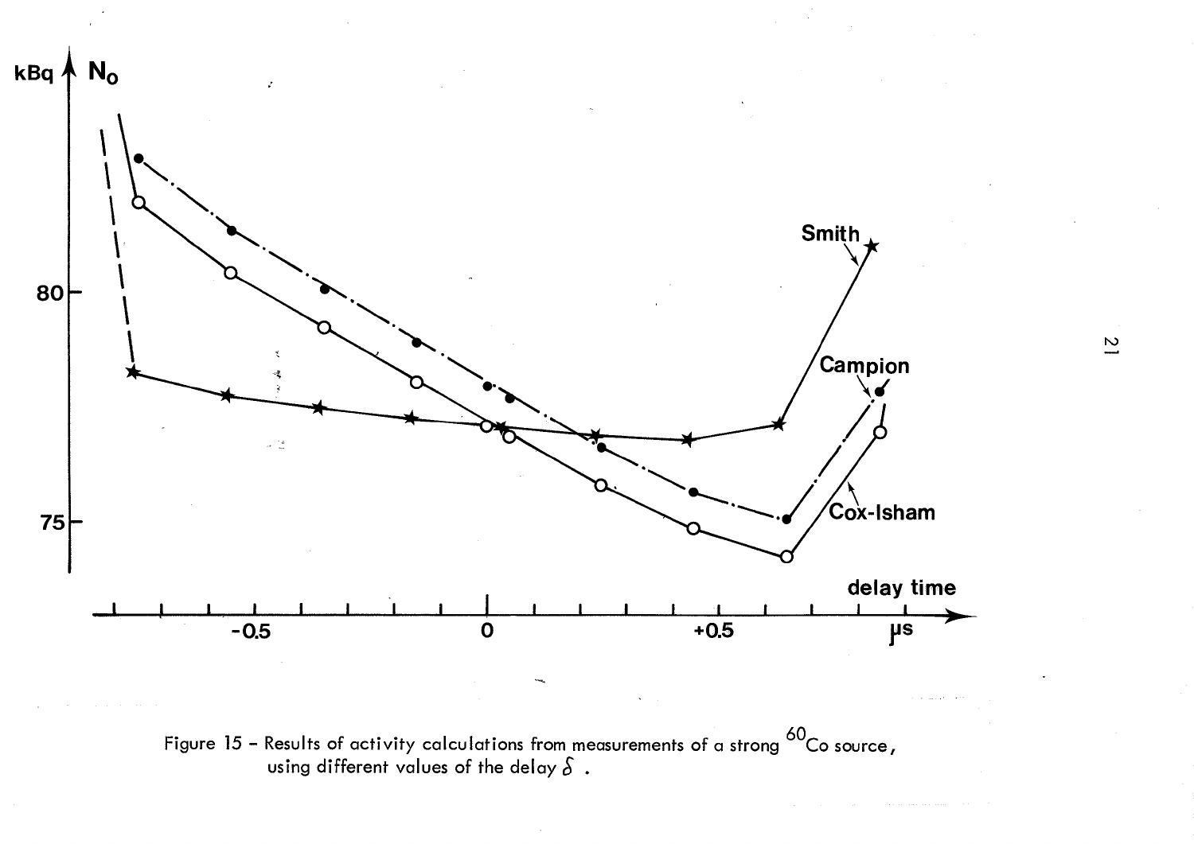Figure 15 – Results of activity calculations from measurements of a strong $^{60}Co$ source, using different values of the delay $\delta$ .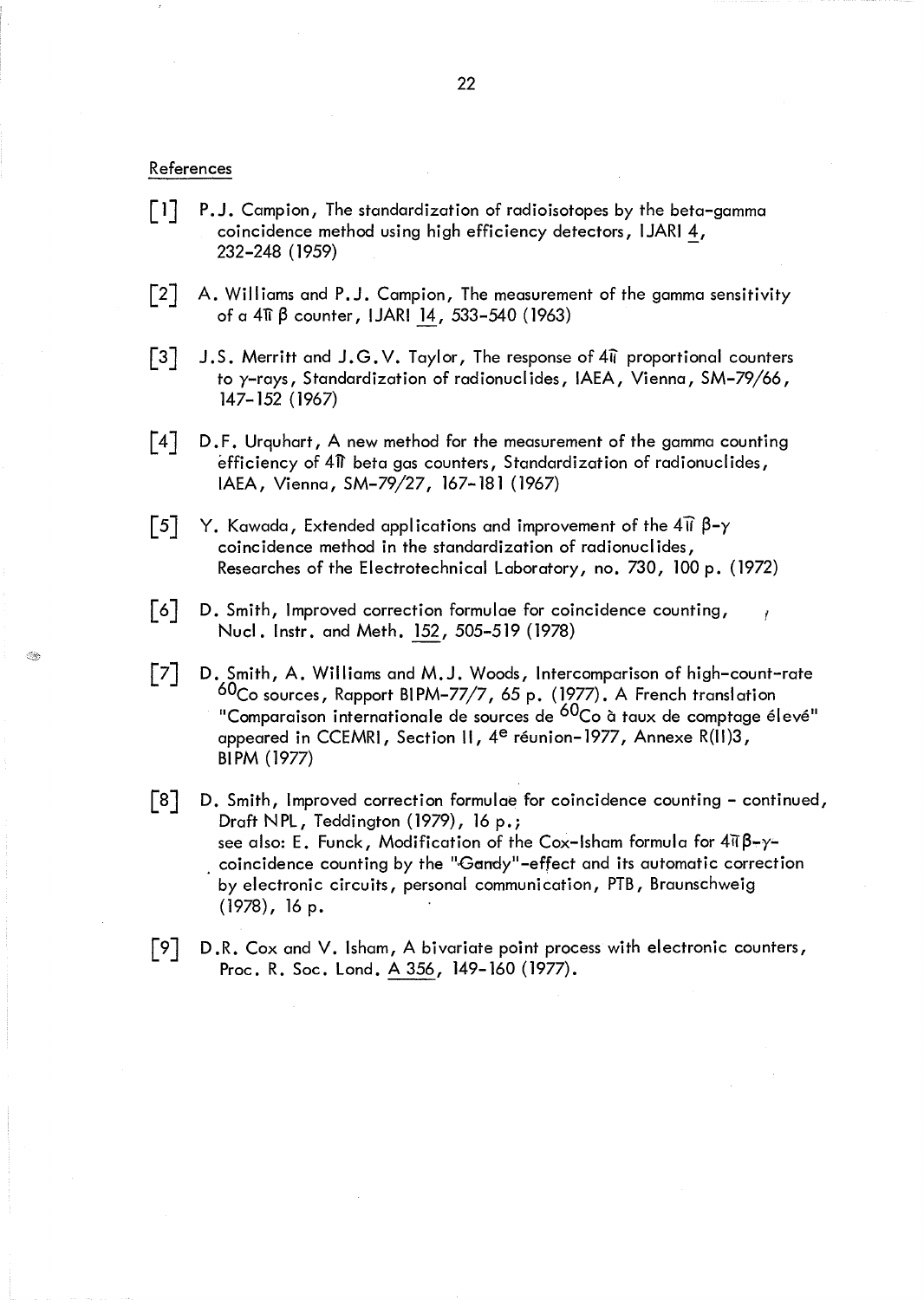## References

[1] P.J. Campion, The standardization of radioisotopes by the beta-gamma coincidence method using high efficiency detectors, IJARI 4, 232-248 (1959)

[2] A. Williams and P.J. Campion, The measurement of the gamma sensitivity of a $4\pi$ $\beta$ counter, IJARI 14, 533-540 (1963)

[3] J.S. Merritt and J.G.V. Taylor, The response of $4\pi$ proportional counters to $\gamma$-rays, Standardization of radionuclides, IAEA, Vienna, SM-79/66, 147-152 (1967)

[4] D.F. Urquhart, A new method for the measurement of the gamma counting efficiency of $4\pi$ beta gas counters, Standardization of radionuclides, IAEA, Vienna, SM-79/27, 167-181 (1967)

[5] Y. Kawada, Extended applications and improvement of the $4\pi$ $\beta$-$\gamma$ coincidence method in the standardization of radionuclides, Researches of the Electrotechnical Laboratory, no. 730, 100 p. (1972)

[6] D. Smith, Improved correction formulae for coincidence counting, Nucl. Instr. and Meth. 152, 505-519 (1978)

[7] D. Smith, A. Williams and M.J. Woods, Intercomparison of high-count-rate $^{60}$Co sources, Rapport BIPM-77/7, 65 p. (1977). A French translation "Comparaison internationale de sources de $^{60}$Co à taux de comptage élevé" appeared in CCEMRI, Section II, 4$^{e}$ réunion-1977, Annexe R(II)3, BIPM (1977)

[8] D. Smith, Improved correction formulae for coincidence counting - continued, Draft NPL, Teddington (1979), 16 p.; see also: E. Funck, Modification of the Cox-Isham formula for $4\pi\beta$-$\gamma$-coincidence counting by the "Gandy"-effect and its automatic correction by electronic circuits, personal communication, PTB, Braunschweig (1978), 16 p.

[9] D.R. Cox and V. Isham, A bivariate point process with electronic counters, Proc. R. Soc. Lond. A 356, 149-160 (1977).